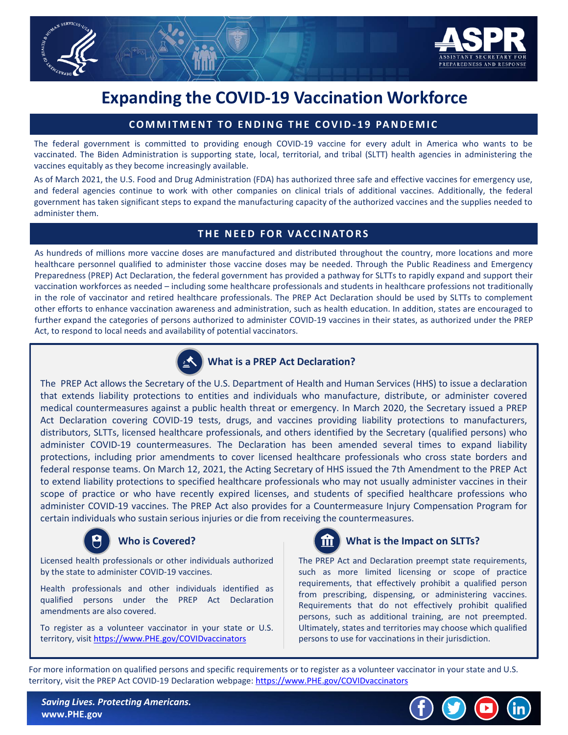# Expanding the COVID-19 Vaccination Workforce

## COMMITMENT TO ENDING THE COVID-19 PANDEMIC

The federal government is committed to providing enough COVID-19 vaccine for every adult in America who wants to be vaccinated. The Biden Administration is supporting state, local, territorial, and tribal (SLTT) health agencies in administering the vaccines equitably as they become increasingly available.

As of March 2021, the U.S. Food and Drug Administration (FDA) has authorized three safe and effective vaccines for emergency use, and federal agencies continue to work with other companies on clinical trials of additional vaccines. Additionally, the federal government has taken significant steps to expand the manufacturing capacity of the authorized vaccines and the supplies needed to administer them.

## THE NEED FOR VACCINATORS

As hundreds of millions more vaccine doses are manufactured and distributed throughout the country, more locations and more healthcare personnel qualified to administer those vaccine doses may be needed. Through the Public Readiness and Emergency Preparedness (PREP) Act Declaration, the federal government has provided a pathway for SLTTs to rapidly expand and support their vaccination workforces as needed – including some healthcare professionals and students in healthcare professions not traditionally in the role of vaccinator and retired healthcare professionals. The PREP Act Declaration should be used by SLTTs to complement other efforts to enhance vaccination awareness and administration, such as health education. In addition, states are encouraged to further expand the categories of persons authorized to administer COVID-19 vaccines in their states, as authorized under the PREP Act, to respond to local needs and availability of potential vaccinators.

### What is a PREP Act Declaration?

The PREP Act allows the Secretary of the U.S. Department of Health and Human Services (HHS) to issue a declaration that extends liability protections to entities and individuals who manufacture, distribute, or administer covered medical countermeasures against a public health threat or emergency. In March 2020, the Secretary issued a PREP Act Declaration covering COVID-19 tests, drugs, and vaccines providing liability protections to manufacturers, distributors, SLTTs, licensed healthcare professionals, and others identified by the Secretary (qualified persons) who administer COVID-19 countermeasures. The Declaration has been amended several times to expand liability protections, including prior amendments to cover licensed healthcare professionals who cross state borders and federal response teams. On March 12, 2021, the Acting Secretary of HHS issued the 7th Amendment to the PREP Act to extend liability protections to specified healthcare professionals who may not usually administer vaccines in their scope of practice or who have recently expired licenses, and students of specified healthcare professions who administer COVID-19 vaccines. The PREP Act also provides for a Countermeasure Injury Compensation Program for certain individuals who sustain serious injuries or die from receiving the countermeasures.

### Who is Covered?

Licensed health professionals or other individuals authorized by the state to administer COVID-19 vaccines.

Health professionals and other individuals identified as qualified persons under the PREP Act Declaration amendments are also covered.

To register as a volunteer vaccinator in your state or U.S. territory, visit https://www.PHE.gov/COVIDvaccinators

### What is the Impact on SLTTs?

The PREP Act and Declaration preempt state requirements, such as more limited licensing or scope of practice requirements, that effectively prohibit a qualified person from prescribing, dispensing, or administering vaccines. Requirements that do not effectively prohibit qualified persons, such as additional training, are not preempted. Ultimately, states and territories may choose which qualified persons to use for vaccinations in their jurisdiction.

For more information on qualified persons and specific requirements or to register as a volunteer vaccinator in your state and U.S. territory, visit the PREP Act COVID-19 Declaration webpage: https://www.PHE.gov/COVIDvaccinators

***Saving Lives. Protecting Americans.***
**www.PHE.gov**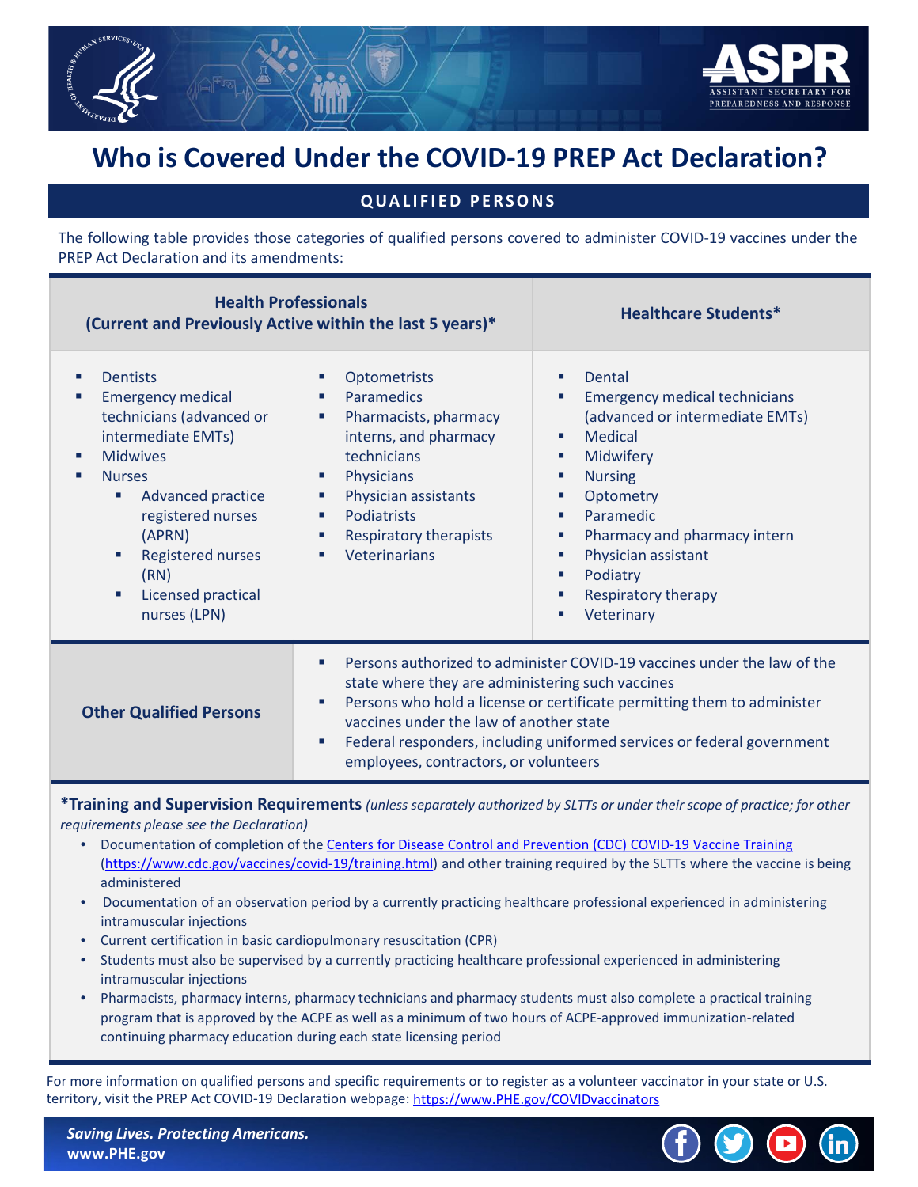# Who is Covered Under the COVID-19 PREP Act Declaration?

## QUALIFIED PERSONS

The following table provides those categories of qualified persons covered to administer COVID-19 vaccines under the PREP Act Declaration and its amendments:

| Health Professionals (Current and Previously Active within the last 5 years)* | Healthcare Students* |
|---|---|
| Dentists<br>Emergency medical technicians (advanced or intermediate EMTs)<br>Midwives<br>Nurses<br>– Advanced practice registered nurses (APRN)<br>– Registered nurses (RN)<br>– Licensed practical nurses (LPN)<br>Optometrists<br>Paramedics<br>Pharmacists, pharmacy interns, and pharmacy technicians<br>Physicians<br>Physician assistants<br>Podiatrists<br>Respiratory therapists<br>Veterinarians | Dental<br>Emergency medical technicians (advanced or intermediate EMTs)<br>Medical<br>Midwifery<br>Nursing<br>Optometry<br>Paramedic<br>Pharmacy and pharmacy intern<br>Physician assistant<br>Podiatry<br>Respiratory therapy<br>Veterinary |
| **Other Qualified Persons** | Persons authorized to administer COVID-19 vaccines under the law of the state where they are administering such vaccines<br>Persons who hold a license or certificate permitting them to administer vaccines under the law of another state<br>Federal responders, including uniformed services or federal government employees, contractors, or volunteers |

**\*Training and Supervision Requirements** *(unless separately authorized by SLTTs or under their scope of practice; for other requirements please see the Declaration)*

- Documentation of completion of the Centers for Disease Control and Prevention (CDC) COVID-19 Vaccine Training (https://www.cdc.gov/vaccines/covid-19/training.html) and other training required by the SLTTs where the vaccine is being administered
- Documentation of an observation period by a currently practicing healthcare professional experienced in administering intramuscular injections
- Current certification in basic cardiopulmonary resuscitation (CPR)
- Students must also be supervised by a currently practicing healthcare professional experienced in administering intramuscular injections
- Pharmacists, pharmacy interns, pharmacy technicians and pharmacy students must also complete a practical training program that is approved by the ACPE as well as a minimum of two hours of ACPE-approved immunization-related continuing pharmacy education during each state licensing period

For more information on qualified persons and specific requirements or to register as a volunteer vaccinator in your state or U.S. territory, visit the PREP Act COVID-19 Declaration webpage: https://www.PHE.gov/COVIDvaccinators

*Saving Lives. Protecting Americans.*
**www.PHE.gov**